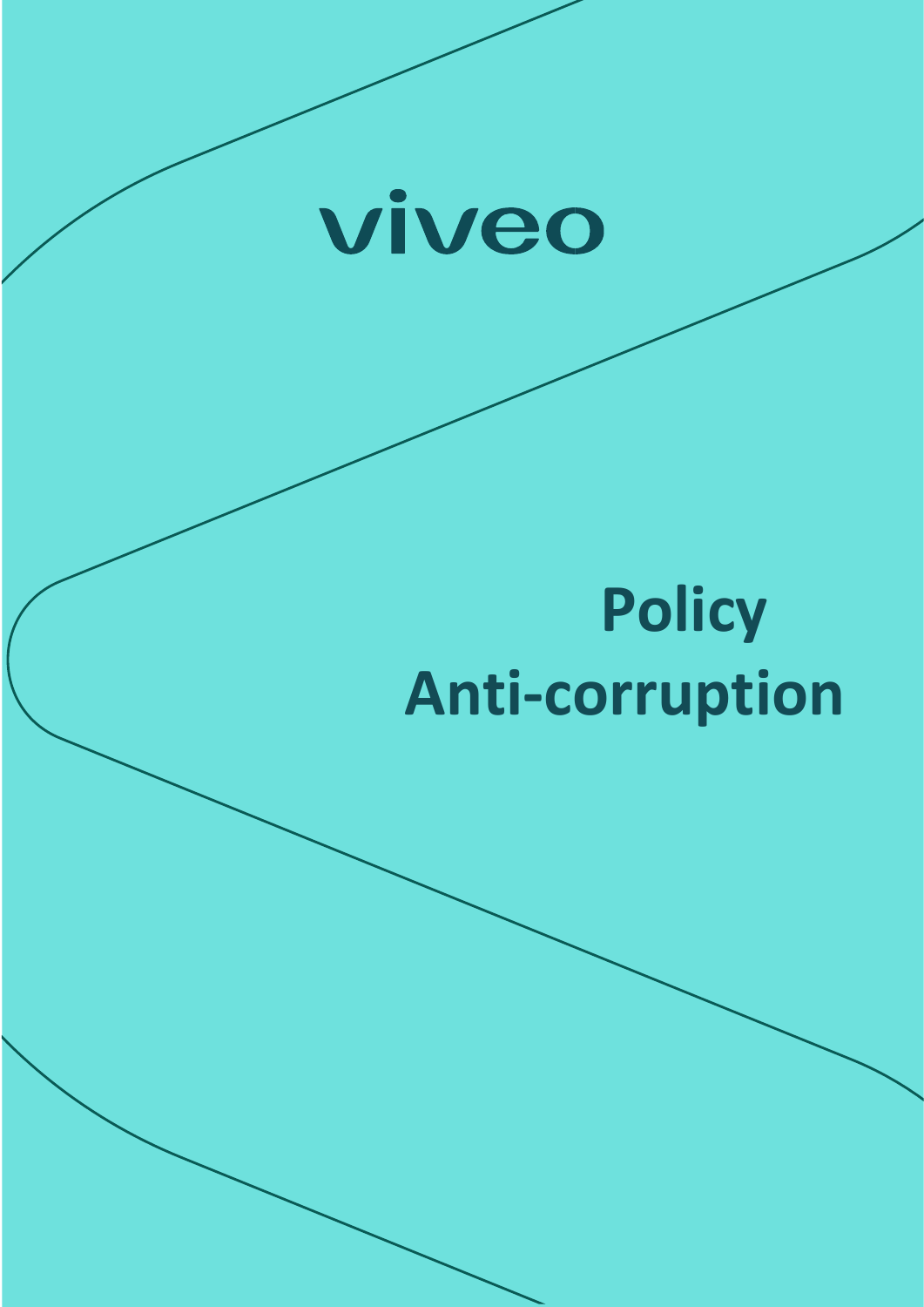viveo

# Policy
# Anti-corruption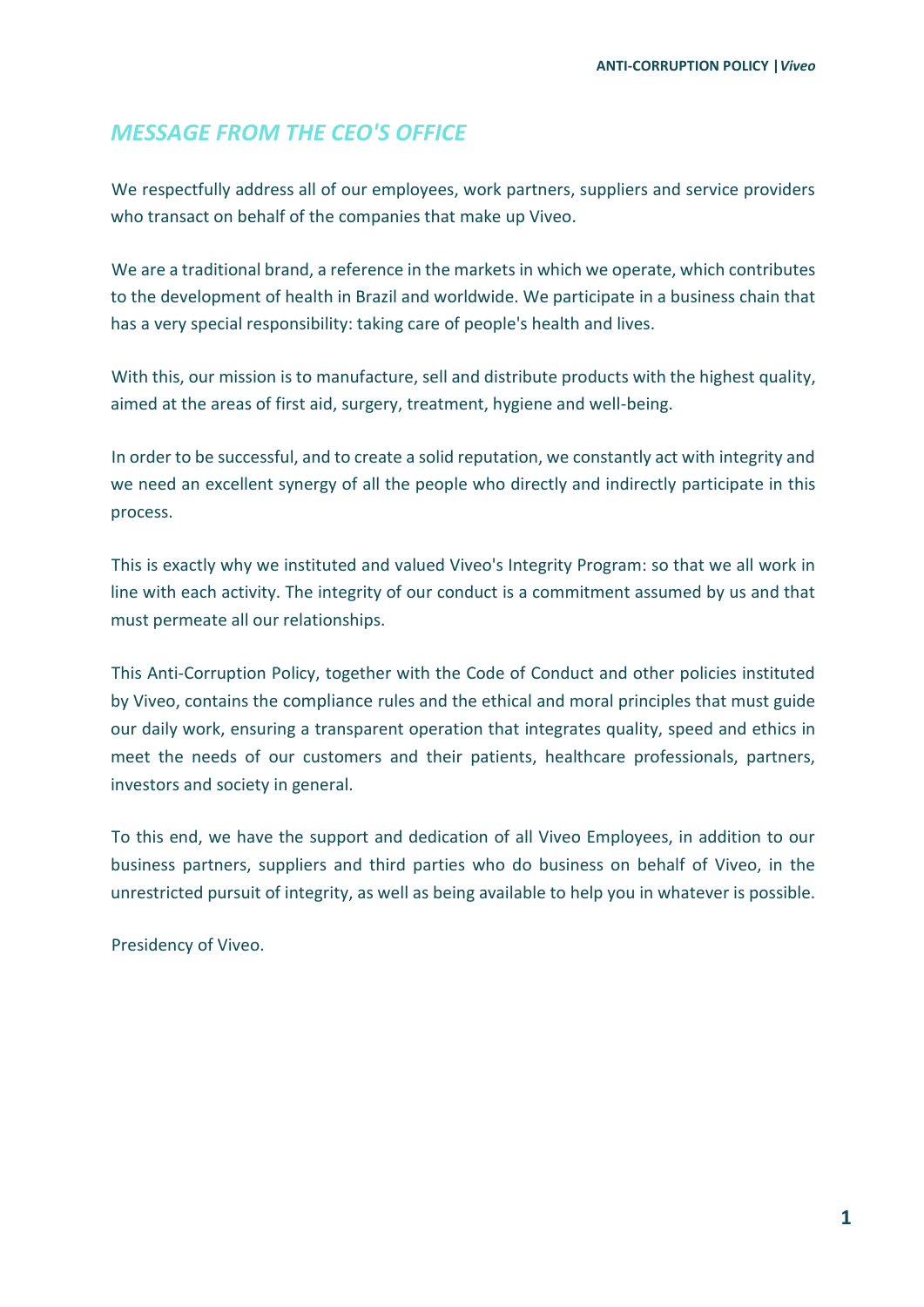## *MESSAGE FROM THE CEO'S OFFICE*

We respectfully address all of our employees, work partners, suppliers and service providers who transact on behalf of the companies that make up Viveo.

We are a traditional brand, a reference in the markets in which we operate, which contributes to the development of health in Brazil and worldwide. We participate in a business chain that has a very special responsibility: taking care of people's health and lives.

With this, our mission is to manufacture, sell and distribute products with the highest quality, aimed at the areas of first aid, surgery, treatment, hygiene and well-being.

In order to be successful, and to create a solid reputation, we constantly act with integrity and we need an excellent synergy of all the people who directly and indirectly participate in this process.

This is exactly why we instituted and valued Viveo's Integrity Program: so that we all work in line with each activity. The integrity of our conduct is a commitment assumed by us and that must permeate all our relationships.

This Anti-Corruption Policy, together with the Code of Conduct and other policies instituted by Viveo, contains the compliance rules and the ethical and moral principles that must guide our daily work, ensuring a transparent operation that integrates quality, speed and ethics in meet the needs of our customers and their patients, healthcare professionals, partners, investors and society in general.

To this end, we have the support and dedication of all Viveo Employees, in addition to our business partners, suppliers and third parties who do business on behalf of Viveo, in the unrestricted pursuit of integrity, as well as being available to help you in whatever is possible.

Presidency of Viveo.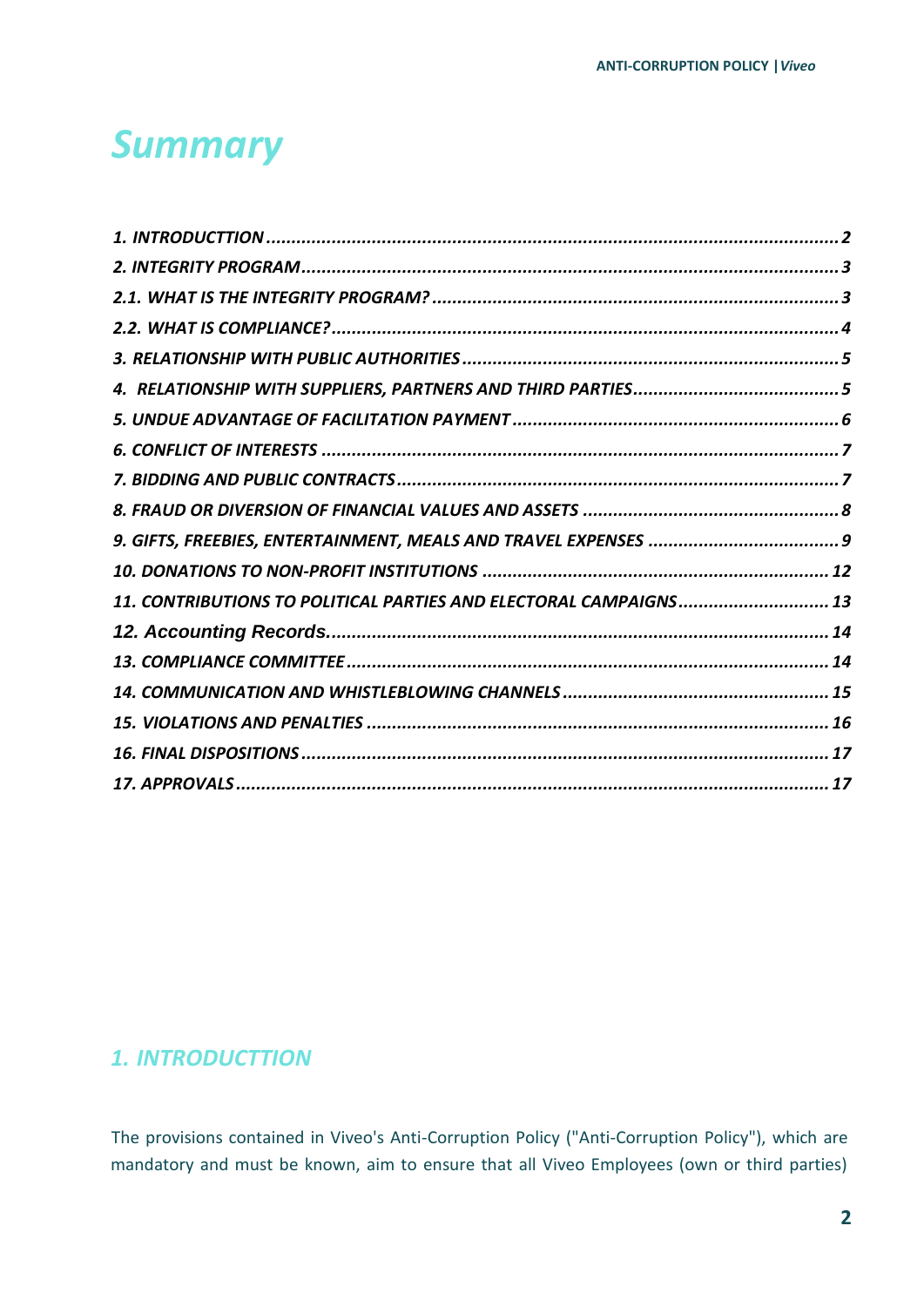# Summary

1. INTRODUCTTION ........ 2
2. INTEGRITY PROGRAM ........ 3
2.1. WHAT IS THE INTEGRITY PROGRAM? ........ 3
2.2. WHAT IS COMPLIANCE? ........ 4
3. RELATIONSHIP WITH PUBLIC AUTHORITIES ........ 5
4. RELATIONSHIP WITH SUPPLIERS, PARTNERS AND THIRD PARTIES ........ 5
5. UNDUE ADVANTAGE OF FACILITATION PAYMENT ........ 6
6. CONFLICT OF INTERESTS ........ 7
7. BIDDING AND PUBLIC CONTRACTS ........ 7
8. FRAUD OR DIVERSION OF FINANCIAL VALUES AND ASSETS ........ 8
9. GIFTS, FREEBIES, ENTERTAINMENT, MEALS AND TRAVEL EXPENSES ........ 9
10. DONATIONS TO NON-PROFIT INSTITUTIONS ........ 12
11. CONTRIBUTIONS TO POLITICAL PARTIES AND ELECTORAL CAMPAIGNS ........ 13
12. Accounting Records. ........ 14
13. COMPLIANCE COMMITTEE ........ 14
14. COMMUNICATION AND WHISTLEBLOWING CHANNELS ........ 15
15. VIOLATIONS AND PENALTIES ........ 16
16. FINAL DISPOSITIONS ........ 17
17. APPROVALS ........ 17

## 1. INTRODUCTTION

The provisions contained in Viveo's Anti-Corruption Policy ("Anti-Corruption Policy"), which are mandatory and must be known, aim to ensure that all Viveo Employees (own or third parties)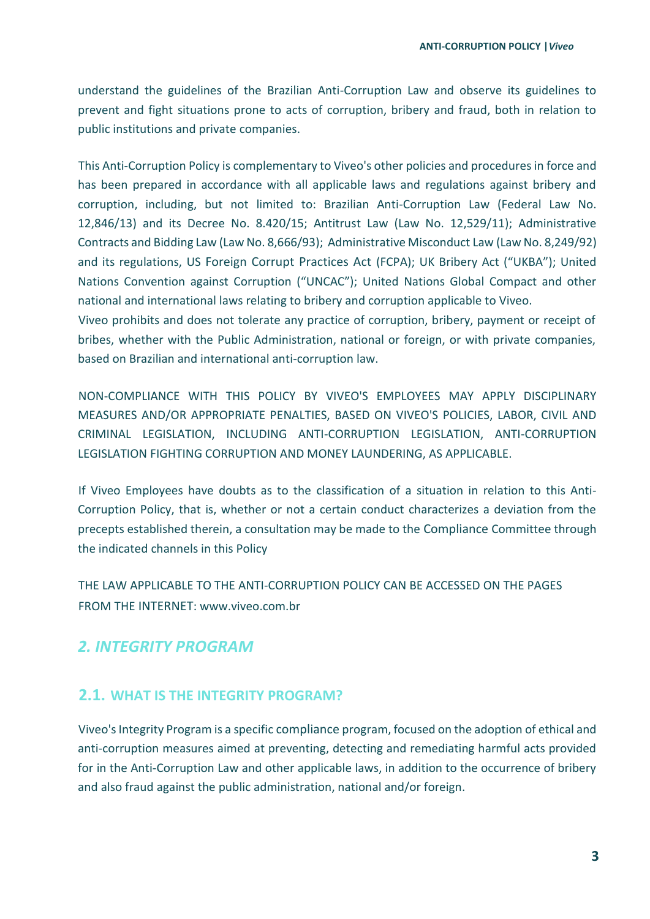understand the guidelines of the Brazilian Anti-Corruption Law and observe its guidelines to prevent and fight situations prone to acts of corruption, bribery and fraud, both in relation to public institutions and private companies.

This Anti-Corruption Policy is complementary to Viveo's other policies and procedures in force and has been prepared in accordance with all applicable laws and regulations against bribery and corruption, including, but not limited to: Brazilian Anti-Corruption Law (Federal Law No. 12,846/13) and its Decree No. 8.420/15; Antitrust Law (Law No. 12,529/11); Administrative Contracts and Bidding Law (Law No. 8,666/93); Administrative Misconduct Law (Law No. 8,249/92) and its regulations, US Foreign Corrupt Practices Act (FCPA); UK Bribery Act ("UKBA"); United Nations Convention against Corruption ("UNCAC"); United Nations Global Compact and other national and international laws relating to bribery and corruption applicable to Viveo.
Viveo prohibits and does not tolerate any practice of corruption, bribery, payment or receipt of bribes, whether with the Public Administration, national or foreign, or with private companies, based on Brazilian and international anti-corruption law.

NON-COMPLIANCE WITH THIS POLICY BY VIVEO'S EMPLOYEES MAY APPLY DISCIPLINARY MEASURES AND/OR APPROPRIATE PENALTIES, BASED ON VIVEO'S POLICIES, LABOR, CIVIL AND CRIMINAL LEGISLATION, INCLUDING ANTI-CORRUPTION LEGISLATION, ANTI-CORRUPTION LEGISLATION FIGHTING CORRUPTION AND MONEY LAUNDERING, AS APPLICABLE.

If Viveo Employees have doubts as to the classification of a situation in relation to this Anti-Corruption Policy, that is, whether or not a certain conduct characterizes a deviation from the precepts established therein, a consultation may be made to the Compliance Committee through the indicated channels in this Policy

THE LAW APPLICABLE TO THE ANTI-CORRUPTION POLICY CAN BE ACCESSED ON THE PAGES FROM THE INTERNET: www.viveo.com.br

## *2. INTEGRITY PROGRAM*

### 2.1. WHAT IS THE INTEGRITY PROGRAM?

Viveo's Integrity Program is a specific compliance program, focused on the adoption of ethical and anti-corruption measures aimed at preventing, detecting and remediating harmful acts provided for in the Anti-Corruption Law and other applicable laws, in addition to the occurrence of bribery and also fraud against the public administration, national and/or foreign.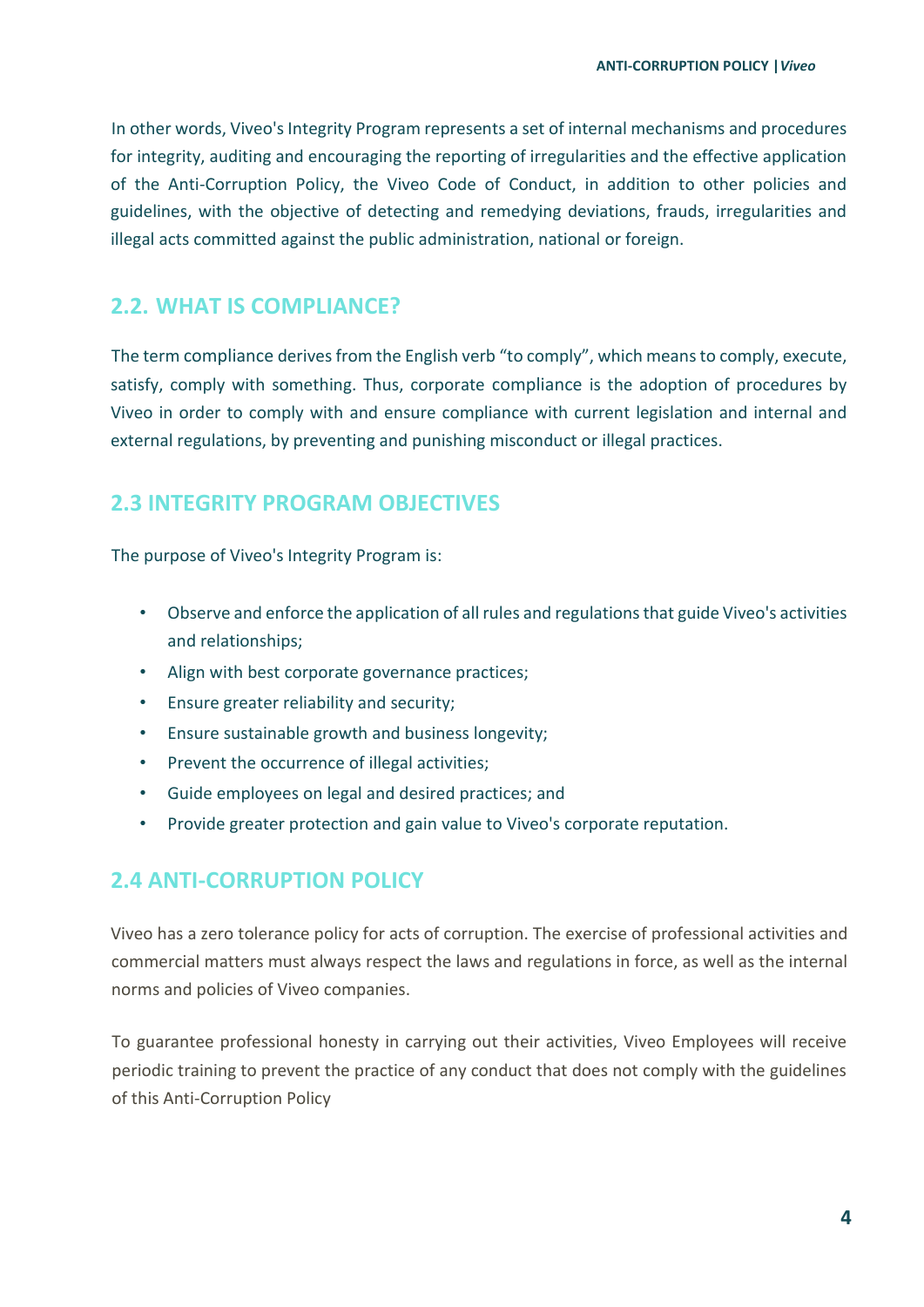In other words, Viveo's Integrity Program represents a set of internal mechanisms and procedures for integrity, auditing and encouraging the reporting of irregularities and the effective application of the Anti-Corruption Policy, the Viveo Code of Conduct, in addition to other policies and guidelines, with the objective of detecting and remedying deviations, frauds, irregularities and illegal acts committed against the public administration, national or foreign.

## 2.2. WHAT IS COMPLIANCE?

The term compliance derives from the English verb "to comply", which means to comply, execute, satisfy, comply with something. Thus, corporate compliance is the adoption of procedures by Viveo in order to comply with and ensure compliance with current legislation and internal and external regulations, by preventing and punishing misconduct or illegal practices.

## 2.3 INTEGRITY PROGRAM OBJECTIVES

The purpose of Viveo's Integrity Program is:

- Observe and enforce the application of all rules and regulations that guide Viveo's activities and relationships;
- Align with best corporate governance practices;
- Ensure greater reliability and security;
- Ensure sustainable growth and business longevity;
- Prevent the occurrence of illegal activities;
- Guide employees on legal and desired practices; and
- Provide greater protection and gain value to Viveo's corporate reputation.

## 2.4 ANTI-CORRUPTION POLICY

Viveo has a zero tolerance policy for acts of corruption. The exercise of professional activities and commercial matters must always respect the laws and regulations in force, as well as the internal norms and policies of Viveo companies.

To guarantee professional honesty in carrying out their activities, Viveo Employees will receive periodic training to prevent the practice of any conduct that does not comply with the guidelines of this Anti-Corruption Policy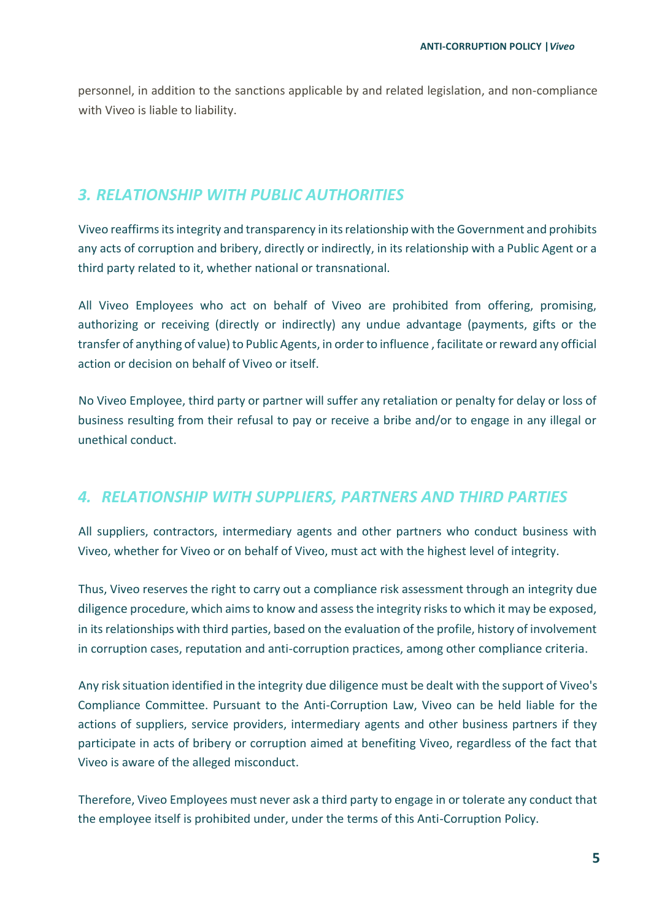personnel, in addition to the sanctions applicable by and related legislation, and non-compliance with Viveo is liable to liability.

## *3. RELATIONSHIP WITH PUBLIC AUTHORITIES*

Viveo reaffirms its integrity and transparency in its relationship with the Government and prohibits any acts of corruption and bribery, directly or indirectly, in its relationship with a Public Agent or a third party related to it, whether national or transnational.

All Viveo Employees who act on behalf of Viveo are prohibited from offering, promising, authorizing or receiving (directly or indirectly) any undue advantage (payments, gifts or the transfer of anything of value) to Public Agents, in order to influence , facilitate or reward any official action or decision on behalf of Viveo or itself.

No Viveo Employee, third party or partner will suffer any retaliation or penalty for delay or loss of business resulting from their refusal to pay or receive a bribe and/or to engage in any illegal or unethical conduct.

## *4. RELATIONSHIP WITH SUPPLIERS, PARTNERS AND THIRD PARTIES*

All suppliers, contractors, intermediary agents and other partners who conduct business with Viveo, whether for Viveo or on behalf of Viveo, must act with the highest level of integrity.

Thus, Viveo reserves the right to carry out a compliance risk assessment through an integrity due diligence procedure, which aims to know and assess the integrity risks to which it may be exposed, in its relationships with third parties, based on the evaluation of the profile, history of involvement in corruption cases, reputation and anti-corruption practices, among other compliance criteria.

Any risk situation identified in the integrity due diligence must be dealt with the support of Viveo's Compliance Committee. Pursuant to the Anti-Corruption Law, Viveo can be held liable for the actions of suppliers, service providers, intermediary agents and other business partners if they participate in acts of bribery or corruption aimed at benefiting Viveo, regardless of the fact that Viveo is aware of the alleged misconduct.

Therefore, Viveo Employees must never ask a third party to engage in or tolerate any conduct that the employee itself is prohibited under, under the terms of this Anti-Corruption Policy.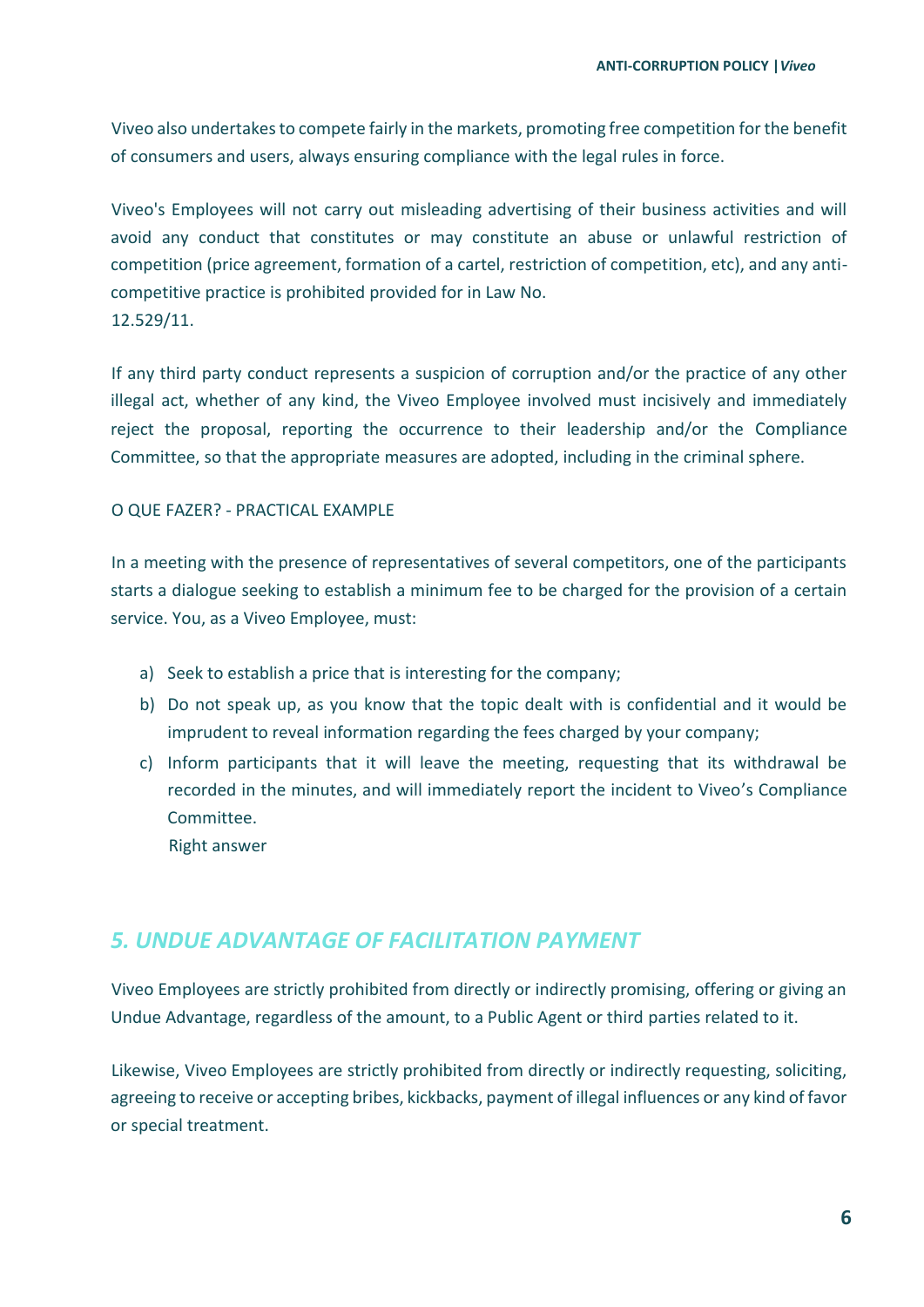Viveo also undertakes to compete fairly in the markets, promoting free competition for the benefit of consumers and users, always ensuring compliance with the legal rules in force.

Viveo's Employees will not carry out misleading advertising of their business activities and will avoid any conduct that constitutes or may constitute an abuse or unlawful restriction of competition (price agreement, formation of a cartel, restriction of competition, etc), and any anti-competitive practice is prohibited provided for in Law No.
12.529/11.

If any third party conduct represents a suspicion of corruption and/or the practice of any other illegal act, whether of any kind, the Viveo Employee involved must incisively and immediately reject the proposal, reporting the occurrence to their leadership and/or the Compliance Committee, so that the appropriate measures are adopted, including in the criminal sphere.

O QUE FAZER? - PRACTICAL EXAMPLE

In a meeting with the presence of representatives of several competitors, one of the participants starts a dialogue seeking to establish a minimum fee to be charged for the provision of a certain service. You, as a Viveo Employee, must:

a) Seek to establish a price that is interesting for the company;
b) Do not speak up, as you know that the topic dealt with is confidential and it would be imprudent to reveal information regarding the fees charged by your company;
c) Inform participants that it will leave the meeting, requesting that its withdrawal be recorded in the minutes, and will immediately report the incident to Viveo's Compliance Committee.
   Right answer

## *5. UNDUE ADVANTAGE OF FACILITATION PAYMENT*

Viveo Employees are strictly prohibited from directly or indirectly promising, offering or giving an Undue Advantage, regardless of the amount, to a Public Agent or third parties related to it.

Likewise, Viveo Employees are strictly prohibited from directly or indirectly requesting, soliciting, agreeing to receive or accepting bribes, kickbacks, payment of illegal influences or any kind of favor or special treatment.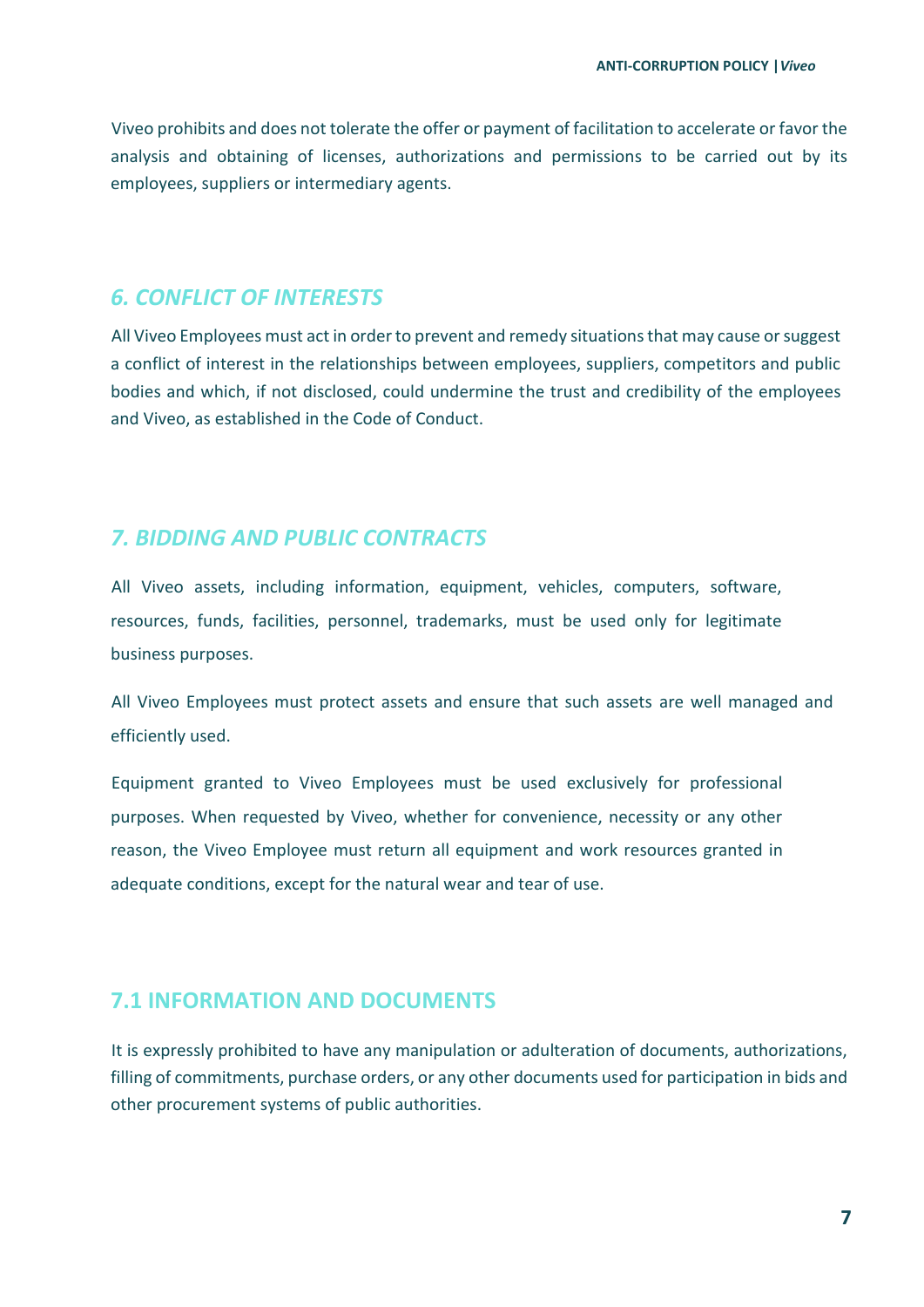Viveo prohibits and does not tolerate the offer or payment of facilitation to accelerate or favor the analysis and obtaining of licenses, authorizations and permissions to be carried out by its employees, suppliers or intermediary agents.

## *6. CONFLICT OF INTERESTS*

All Viveo Employees must act in order to prevent and remedy situations that may cause or suggest a conflict of interest in the relationships between employees, suppliers, competitors and public bodies and which, if not disclosed, could undermine the trust and credibility of the employees and Viveo, as established in the Code of Conduct.

## *7. BIDDING AND PUBLIC CONTRACTS*

All Viveo assets, including information, equipment, vehicles, computers, software, resources, funds, facilities, personnel, trademarks, must be used only for legitimate business purposes.

All Viveo Employees must protect assets and ensure that such assets are well managed and efficiently used.

Equipment granted to Viveo Employees must be used exclusively for professional purposes. When requested by Viveo, whether for convenience, necessity or any other reason, the Viveo Employee must return all equipment and work resources granted in adequate conditions, except for the natural wear and tear of use.

### 7.1 INFORMATION AND DOCUMENTS

It is expressly prohibited to have any manipulation or adulteration of documents, authorizations, filling of commitments, purchase orders, or any other documents used for participation in bids and other procurement systems of public authorities.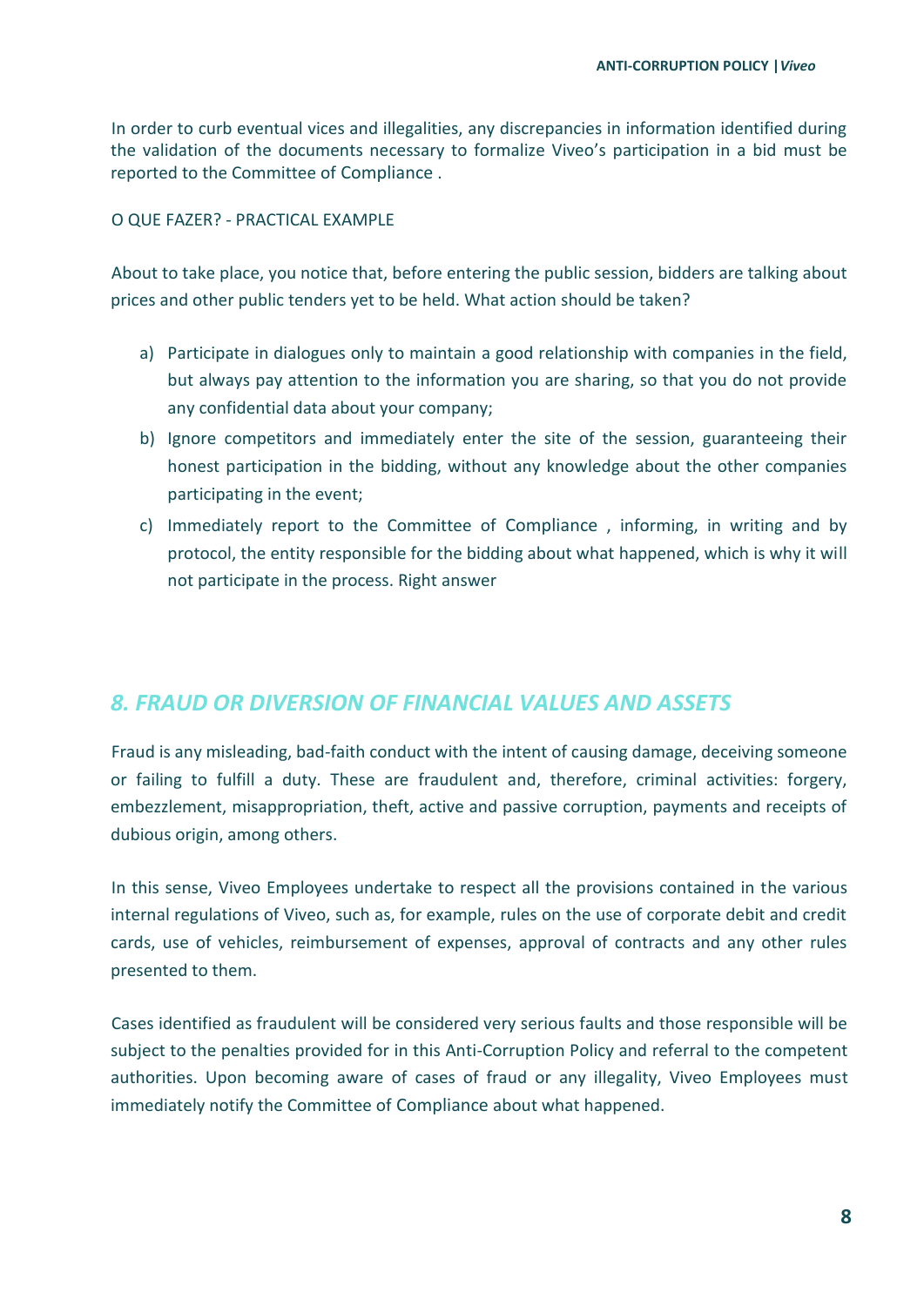In order to curb eventual vices and illegalities, any discrepancies in information identified during the validation of the documents necessary to formalize Viveo's participation in a bid must be reported to the Committee of Compliance .

O QUE FAZER? - PRACTICAL EXAMPLE

About to take place, you notice that, before entering the public session, bidders are talking about prices and other public tenders yet to be held. What action should be taken?

a) Participate in dialogues only to maintain a good relationship with companies in the field, but always pay attention to the information you are sharing, so that you do not provide any confidential data about your company;
b) Ignore competitors and immediately enter the site of the session, guaranteeing their honest participation in the bidding, without any knowledge about the other companies participating in the event;
c) Immediately report to the Committee of Compliance , informing, in writing and by protocol, the entity responsible for the bidding about what happened, which is why it will not participate in the process. Right answer

## *8. FRAUD OR DIVERSION OF FINANCIAL VALUES AND ASSETS*

Fraud is any misleading, bad-faith conduct with the intent of causing damage, deceiving someone or failing to fulfill a duty. These are fraudulent and, therefore, criminal activities: forgery, embezzlement, misappropriation, theft, active and passive corruption, payments and receipts of dubious origin, among others.

In this sense, Viveo Employees undertake to respect all the provisions contained in the various internal regulations of Viveo, such as, for example, rules on the use of corporate debit and credit cards, use of vehicles, reimbursement of expenses, approval of contracts and any other rules presented to them.

Cases identified as fraudulent will be considered very serious faults and those responsible will be subject to the penalties provided for in this Anti-Corruption Policy and referral to the competent authorities. Upon becoming aware of cases of fraud or any illegality, Viveo Employees must immediately notify the Committee of Compliance about what happened.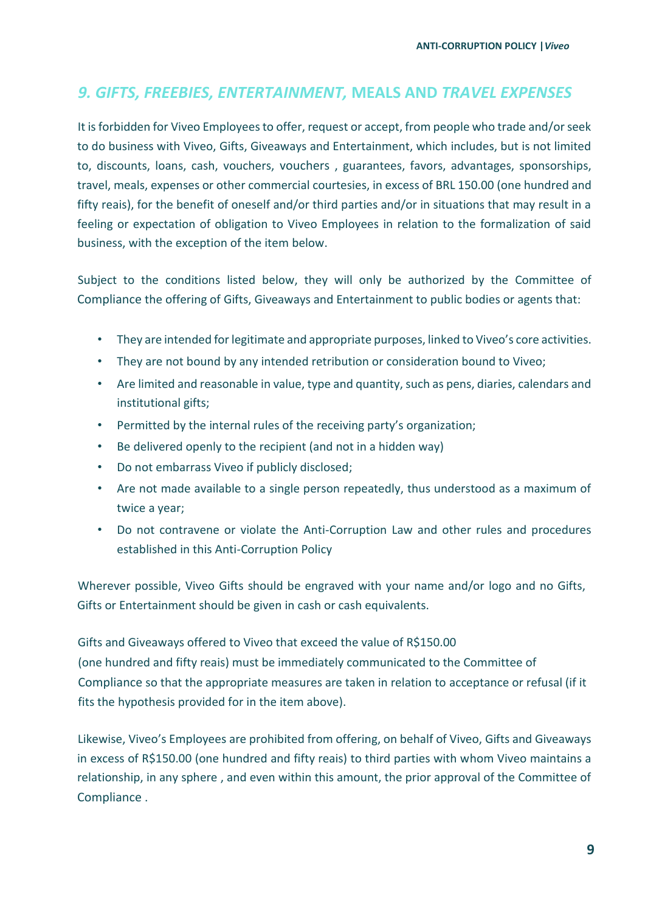## *9. GIFTS, FREEBIES, ENTERTAINMENT,* MEALS AND *TRAVEL EXPENSES*

It is forbidden for Viveo Employees to offer, request or accept, from people who trade and/or seek to do business with Viveo, Gifts, Giveaways and Entertainment, which includes, but is not limited to, discounts, loans, cash, vouchers, vouchers , guarantees, favors, advantages, sponsorships, travel, meals, expenses or other commercial courtesies, in excess of BRL 150.00 (one hundred and fifty reais), for the benefit of oneself and/or third parties and/or in situations that may result in a feeling or expectation of obligation to Viveo Employees in relation to the formalization of said business, with the exception of the item below.

Subject to the conditions listed below, they will only be authorized by the Committee of Compliance the offering of Gifts, Giveaways and Entertainment to public bodies or agents that:

- They are intended for legitimate and appropriate purposes, linked to Viveo's core activities.
- They are not bound by any intended retribution or consideration bound to Viveo;
- Are limited and reasonable in value, type and quantity, such as pens, diaries, calendars and institutional gifts;
- Permitted by the internal rules of the receiving party's organization;
- Be delivered openly to the recipient (and not in a hidden way)
- Do not embarrass Viveo if publicly disclosed;
- Are not made available to a single person repeatedly, thus understood as a maximum of twice a year;
- Do not contravene or violate the Anti-Corruption Law and other rules and procedures established in this Anti-Corruption Policy

Wherever possible, Viveo Gifts should be engraved with your name and/or logo and no Gifts, Gifts or Entertainment should be given in cash or cash equivalents.

Gifts and Giveaways offered to Viveo that exceed the value of R$150.00 (one hundred and fifty reais) must be immediately communicated to the Committee of Compliance so that the appropriate measures are taken in relation to acceptance or refusal (if it fits the hypothesis provided for in the item above).

Likewise, Viveo's Employees are prohibited from offering, on behalf of Viveo, Gifts and Giveaways in excess of R$150.00 (one hundred and fifty reais) to third parties with whom Viveo maintains a relationship, in any sphere , and even within this amount, the prior approval of the Committee of Compliance .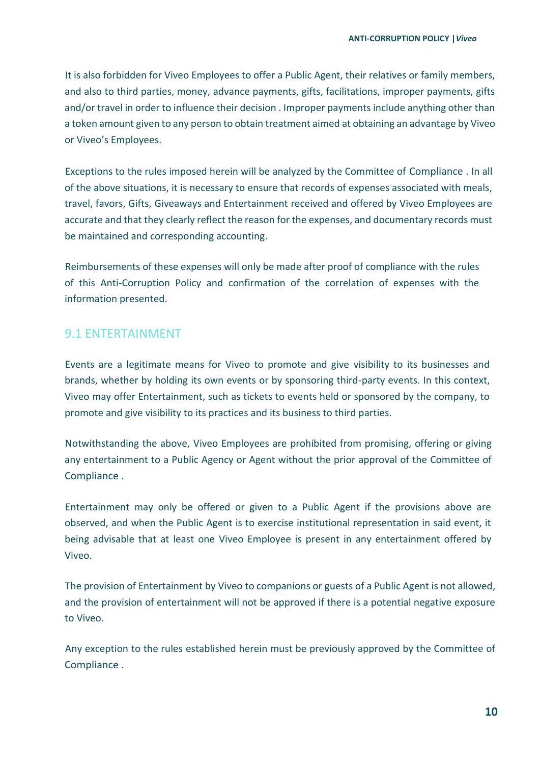It is also forbidden for Viveo Employees to offer a Public Agent, their relatives or family members, and also to third parties, money, advance payments, gifts, facilitations, improper payments, gifts and/or travel in order to influence their decision . Improper payments include anything other than a token amount given to any person to obtain treatment aimed at obtaining an advantage by Viveo or Viveo's Employees.

Exceptions to the rules imposed herein will be analyzed by the Committee of Compliance . In all of the above situations, it is necessary to ensure that records of expenses associated with meals, travel, favors, Gifts, Giveaways and Entertainment received and offered by Viveo Employees are accurate and that they clearly reflect the reason for the expenses, and documentary records must be maintained and corresponding accounting.

Reimbursements of these expenses will only be made after proof of compliance with the rules of this Anti-Corruption Policy and confirmation of the correlation of expenses with the information presented.

## 9.1 ENTERTAINMENT

Events are a legitimate means for Viveo to promote and give visibility to its businesses and brands, whether by holding its own events or by sponsoring third-party events. In this context, Viveo may offer Entertainment, such as tickets to events held or sponsored by the company, to promote and give visibility to its practices and its business to third parties.

Notwithstanding the above, Viveo Employees are prohibited from promising, offering or giving any entertainment to a Public Agency or Agent without the prior approval of the Committee of Compliance .

Entertainment may only be offered or given to a Public Agent if the provisions above are observed, and when the Public Agent is to exercise institutional representation in said event, it being advisable that at least one Viveo Employee is present in any entertainment offered by Viveo.

The provision of Entertainment by Viveo to companions or guests of a Public Agent is not allowed, and the provision of entertainment will not be approved if there is a potential negative exposure to Viveo.

Any exception to the rules established herein must be previously approved by the Committee of Compliance .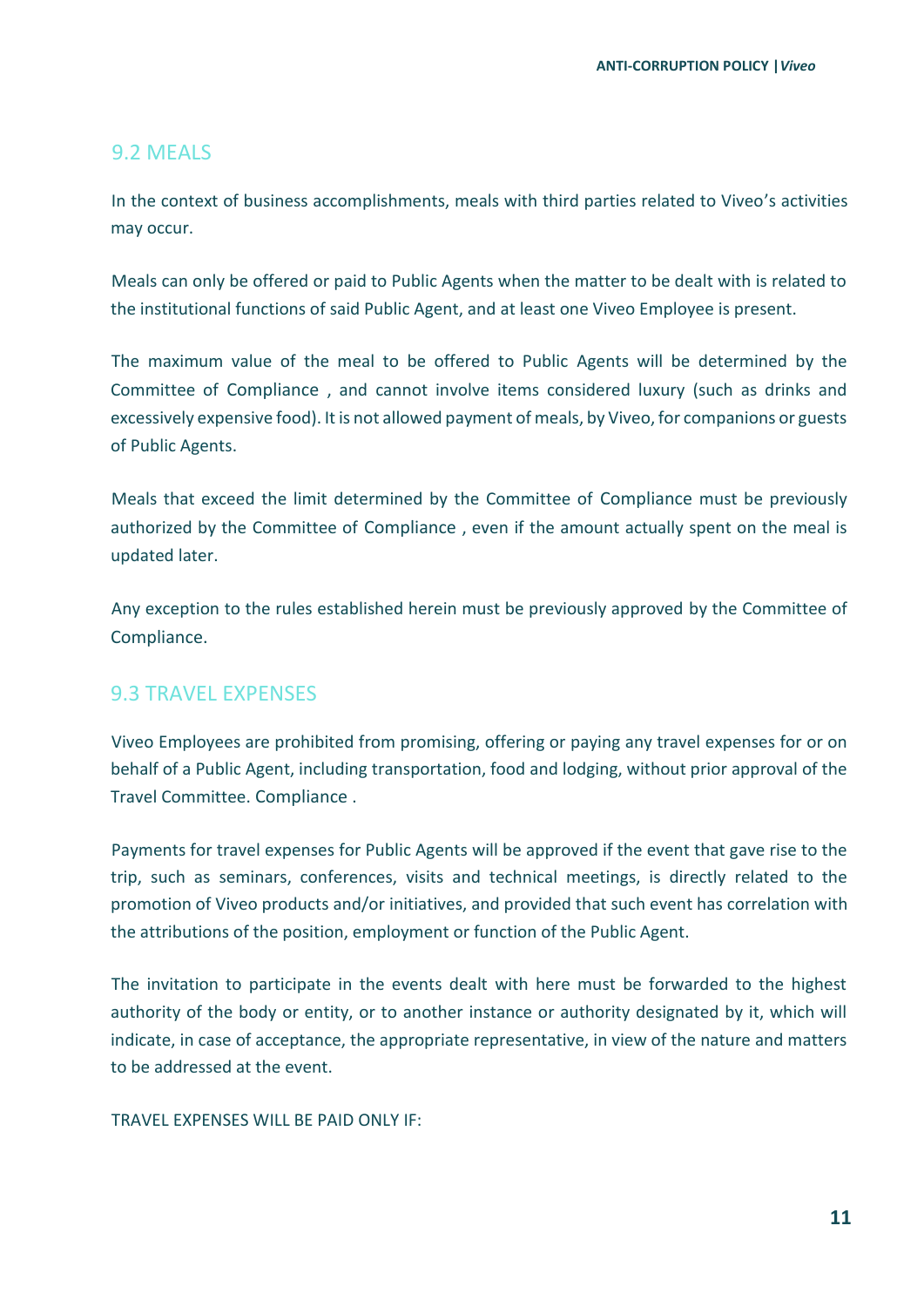## 9.2 MEALS

In the context of business accomplishments, meals with third parties related to Viveo's activities may occur.

Meals can only be offered or paid to Public Agents when the matter to be dealt with is related to the institutional functions of said Public Agent, and at least one Viveo Employee is present.

The maximum value of the meal to be offered to Public Agents will be determined by the Committee of Compliance , and cannot involve items considered luxury (such as drinks and excessively expensive food). It is not allowed payment of meals, by Viveo, for companions or guests of Public Agents.

Meals that exceed the limit determined by the Committee of Compliance must be previously authorized by the Committee of Compliance , even if the amount actually spent on the meal is updated later.

Any exception to the rules established herein must be previously approved by the Committee of Compliance.

## 9.3 TRAVEL EXPENSES

Viveo Employees are prohibited from promising, offering or paying any travel expenses for or on behalf of a Public Agent, including transportation, food and lodging, without prior approval of the Travel Committee. Compliance .

Payments for travel expenses for Public Agents will be approved if the event that gave rise to the trip, such as seminars, conferences, visits and technical meetings, is directly related to the promotion of Viveo products and/or initiatives, and provided that such event has correlation with the attributions of the position, employment or function of the Public Agent.

The invitation to participate in the events dealt with here must be forwarded to the highest authority of the body or entity, or to another instance or authority designated by it, which will indicate, in case of acceptance, the appropriate representative, in view of the nature and matters to be addressed at the event.

TRAVEL EXPENSES WILL BE PAID ONLY IF: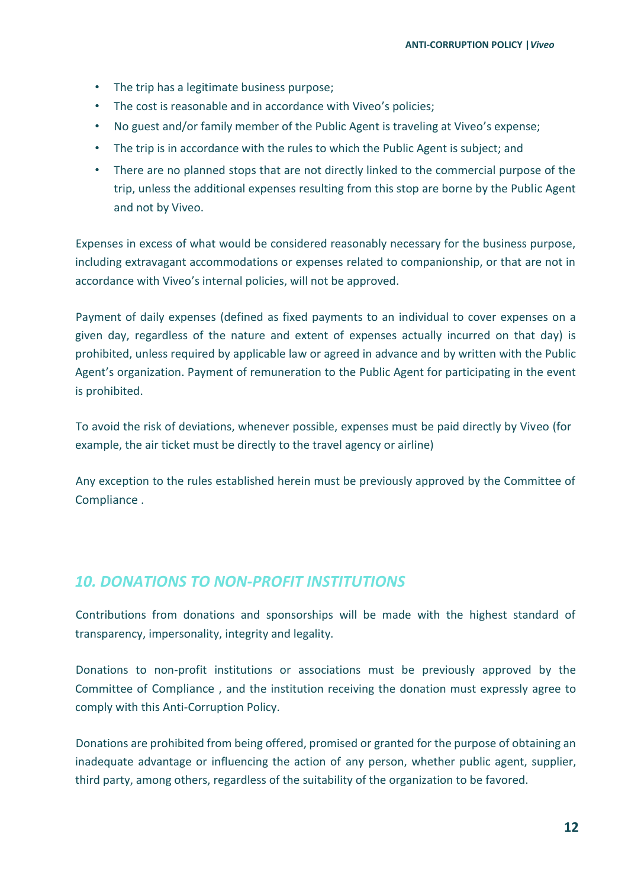- The trip has a legitimate business purpose;
- The cost is reasonable and in accordance with Viveo's policies;
- No guest and/or family member of the Public Agent is traveling at Viveo's expense;
- The trip is in accordance with the rules to which the Public Agent is subject; and
- There are no planned stops that are not directly linked to the commercial purpose of the trip, unless the additional expenses resulting from this stop are borne by the Public Agent and not by Viveo.

Expenses in excess of what would be considered reasonably necessary for the business purpose, including extravagant accommodations or expenses related to companionship, or that are not in accordance with Viveo's internal policies, will not be approved.

Payment of daily expenses (defined as fixed payments to an individual to cover expenses on a given day, regardless of the nature and extent of expenses actually incurred on that day) is prohibited, unless required by applicable law or agreed in advance and by written with the Public Agent's organization. Payment of remuneration to the Public Agent for participating in the event is prohibited.

To avoid the risk of deviations, whenever possible, expenses must be paid directly by Viveo (for example, the air ticket must be directly to the travel agency or airline)

Any exception to the rules established herein must be previously approved by the Committee of Compliance .

## *10. DONATIONS TO NON-PROFIT INSTITUTIONS*

Contributions from donations and sponsorships will be made with the highest standard of transparency, impersonality, integrity and legality.

Donations to non-profit institutions or associations must be previously approved by the Committee of Compliance , and the institution receiving the donation must expressly agree to comply with this Anti-Corruption Policy.

Donations are prohibited from being offered, promised or granted for the purpose of obtaining an inadequate advantage or influencing the action of any person, whether public agent, supplier, third party, among others, regardless of the suitability of the organization to be favored.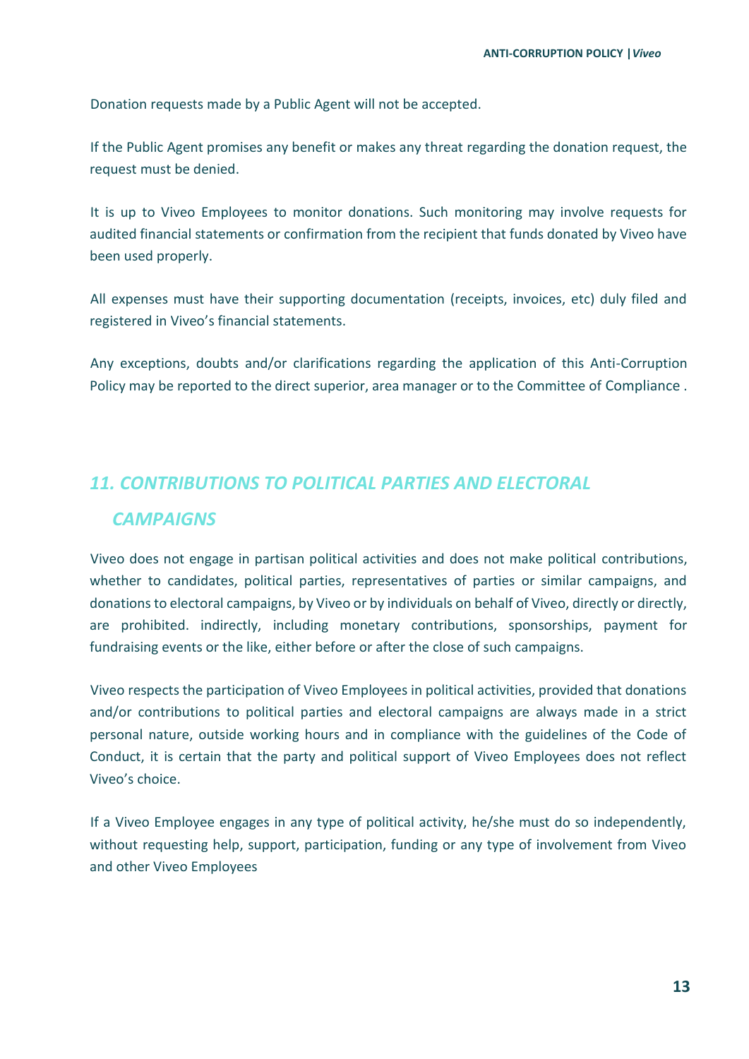Donation requests made by a Public Agent will not be accepted.

If the Public Agent promises any benefit or makes any threat regarding the donation request, the request must be denied.

It is up to Viveo Employees to monitor donations. Such monitoring may involve requests for audited financial statements or confirmation from the recipient that funds donated by Viveo have been used properly.

All expenses must have their supporting documentation (receipts, invoices, etc) duly filed and registered in Viveo's financial statements.

Any exceptions, doubts and/or clarifications regarding the application of this Anti-Corruption Policy may be reported to the direct superior, area manager or to the Committee of Compliance .

## *11. CONTRIBUTIONS TO POLITICAL PARTIES AND ELECTORAL CAMPAIGNS*

Viveo does not engage in partisan political activities and does not make political contributions, whether to candidates, political parties, representatives of parties or similar campaigns, and donations to electoral campaigns, by Viveo or by individuals on behalf of Viveo, directly or directly, are prohibited. indirectly, including monetary contributions, sponsorships, payment for fundraising events or the like, either before or after the close of such campaigns.

Viveo respects the participation of Viveo Employees in political activities, provided that donations and/or contributions to political parties and electoral campaigns are always made in a strict personal nature, outside working hours and in compliance with the guidelines of the Code of Conduct, it is certain that the party and political support of Viveo Employees does not reflect Viveo's choice.

If a Viveo Employee engages in any type of political activity, he/she must do so independently, without requesting help, support, participation, funding or any type of involvement from Viveo and other Viveo Employees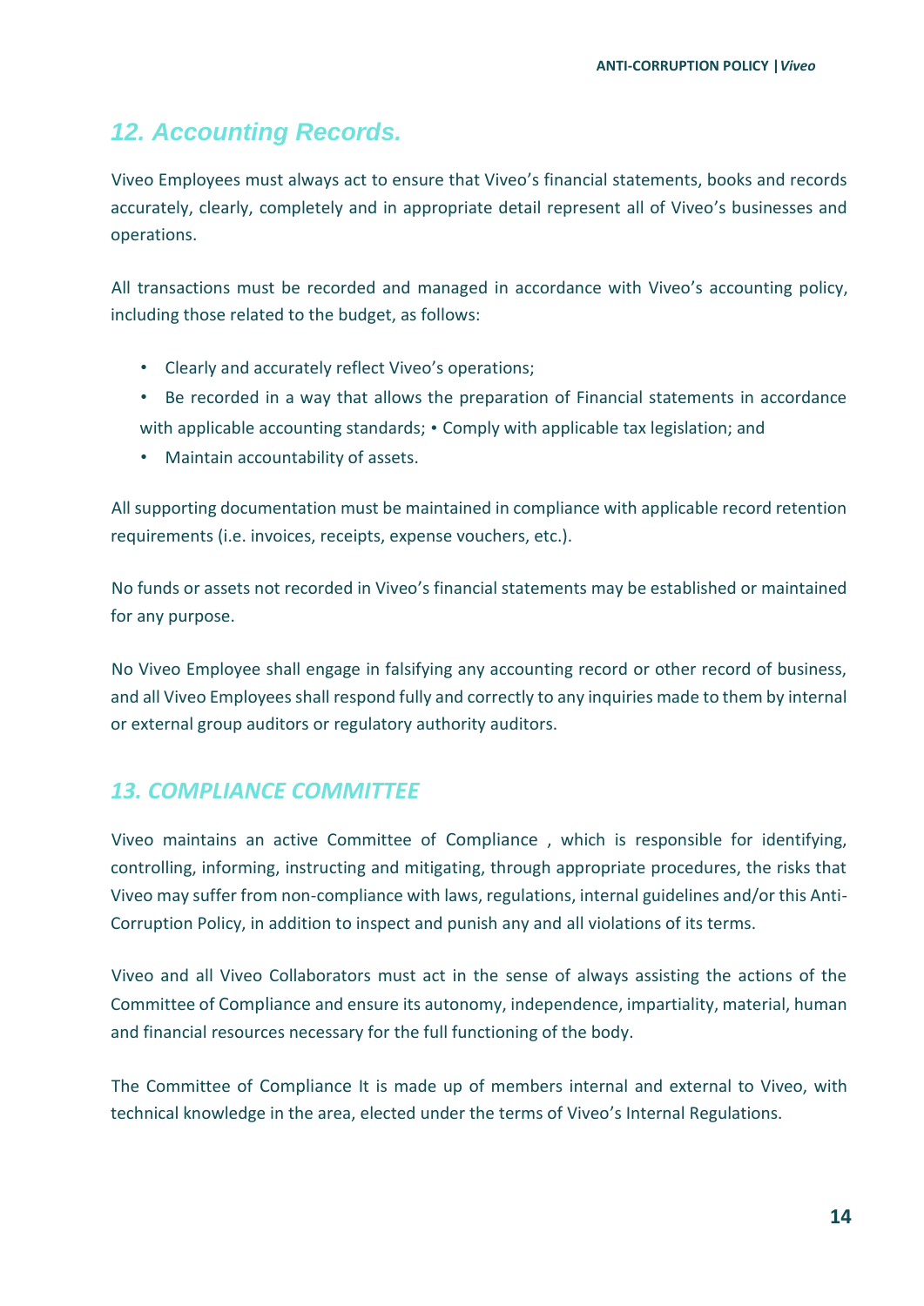## *12. Accounting Records.*

Viveo Employees must always act to ensure that Viveo's financial statements, books and records accurately, clearly, completely and in appropriate detail represent all of Viveo's businesses and operations.

All transactions must be recorded and managed in accordance with Viveo's accounting policy, including those related to the budget, as follows:

- Clearly and accurately reflect Viveo's operations;
- Be recorded in a way that allows the preparation of Financial statements in accordance with applicable accounting standards; • Comply with applicable tax legislation; and
- Maintain accountability of assets.

All supporting documentation must be maintained in compliance with applicable record retention requirements (i.e. invoices, receipts, expense vouchers, etc.).

No funds or assets not recorded in Viveo's financial statements may be established or maintained for any purpose.

No Viveo Employee shall engage in falsifying any accounting record or other record of business, and all Viveo Employees shall respond fully and correctly to any inquiries made to them by internal or external group auditors or regulatory authority auditors.

## *13. COMPLIANCE COMMITTEE*

Viveo maintains an active Committee of Compliance , which is responsible for identifying, controlling, informing, instructing and mitigating, through appropriate procedures, the risks that Viveo may suffer from non-compliance with laws, regulations, internal guidelines and/or this Anti-Corruption Policy, in addition to inspect and punish any and all violations of its terms.

Viveo and all Viveo Collaborators must act in the sense of always assisting the actions of the Committee of Compliance and ensure its autonomy, independence, impartiality, material, human and financial resources necessary for the full functioning of the body.

The Committee of Compliance It is made up of members internal and external to Viveo, with technical knowledge in the area, elected under the terms of Viveo's Internal Regulations.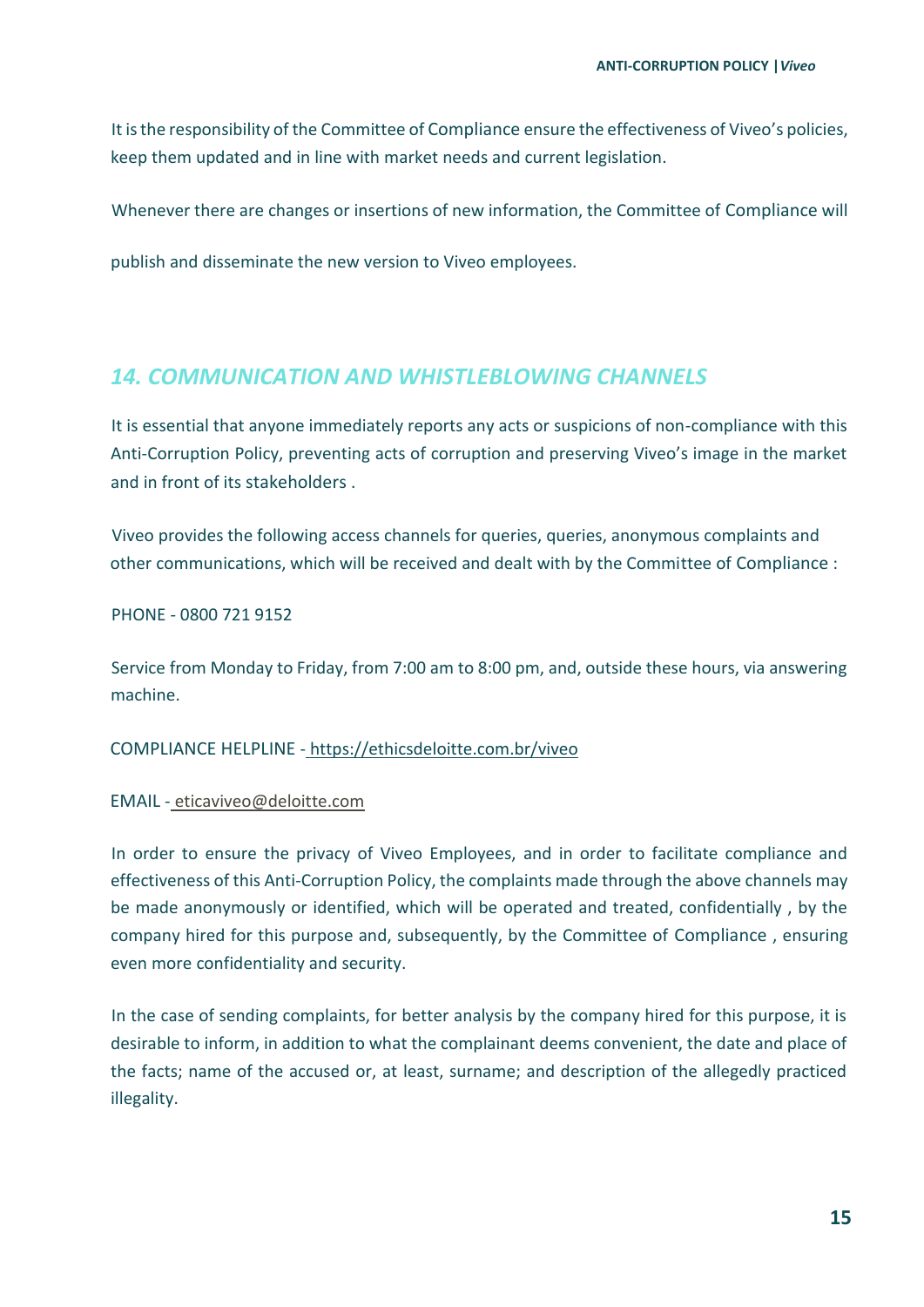It is the responsibility of the Committee of Compliance ensure the effectiveness of Viveo's policies, keep them updated and in line with market needs and current legislation.

Whenever there are changes or insertions of new information, the Committee of Compliance will publish and disseminate the new version to Viveo employees.

## *14. COMMUNICATION AND WHISTLEBLOWING CHANNELS*

It is essential that anyone immediately reports any acts or suspicions of non-compliance with this Anti-Corruption Policy, preventing acts of corruption and preserving Viveo's image in the market and in front of its stakeholders .

Viveo provides the following access channels for queries, queries, anonymous complaints and other communications, which will be received and dealt with by the Committee of Compliance :

PHONE - 0800 721 9152

Service from Monday to Friday, from 7:00 am to 8:00 pm, and, outside these hours, via answering machine.

COMPLIANCE HELPLINE - https://ethicsdeloitte.com.br/viveo

EMAIL - eticaviveo@deloitte.com

In order to ensure the privacy of Viveo Employees, and in order to facilitate compliance and effectiveness of this Anti-Corruption Policy, the complaints made through the above channels may be made anonymously or identified, which will be operated and treated, confidentially , by the company hired for this purpose and, subsequently, by the Committee of Compliance , ensuring even more confidentiality and security.

In the case of sending complaints, for better analysis by the company hired for this purpose, it is desirable to inform, in addition to what the complainant deems convenient, the date and place of the facts; name of the accused or, at least, surname; and description of the allegedly practiced illegality.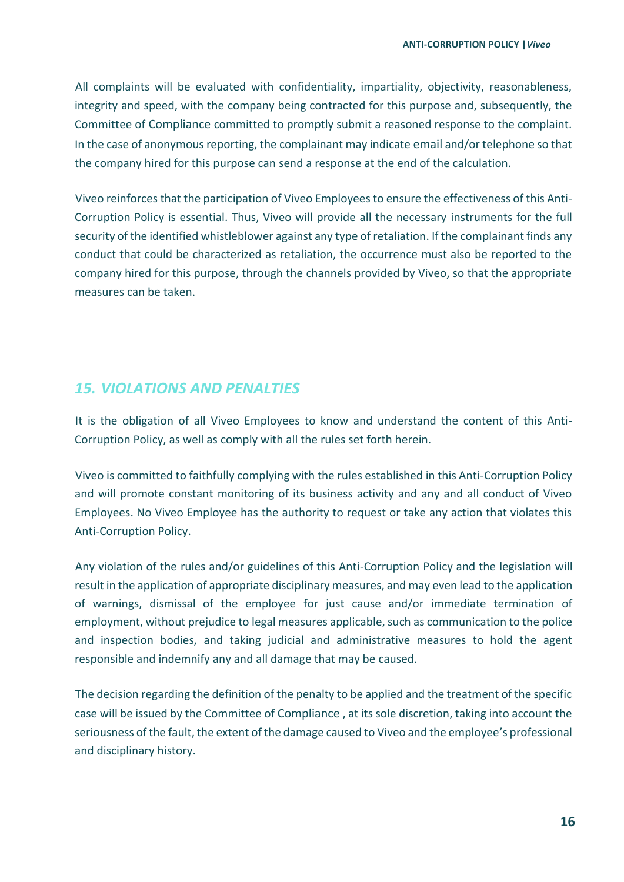All complaints will be evaluated with confidentiality, impartiality, objectivity, reasonableness, integrity and speed, with the company being contracted for this purpose and, subsequently, the Committee of Compliance committed to promptly submit a reasoned response to the complaint. In the case of anonymous reporting, the complainant may indicate email and/or telephone so that the company hired for this purpose can send a response at the end of the calculation.

Viveo reinforces that the participation of Viveo Employees to ensure the effectiveness of this Anti-Corruption Policy is essential. Thus, Viveo will provide all the necessary instruments for the full security of the identified whistleblower against any type of retaliation. If the complainant finds any conduct that could be characterized as retaliation, the occurrence must also be reported to the company hired for this purpose, through the channels provided by Viveo, so that the appropriate measures can be taken.

## *15. VIOLATIONS AND PENALTIES*

It is the obligation of all Viveo Employees to know and understand the content of this Anti-Corruption Policy, as well as comply with all the rules set forth herein.

Viveo is committed to faithfully complying with the rules established in this Anti-Corruption Policy and will promote constant monitoring of its business activity and any and all conduct of Viveo Employees. No Viveo Employee has the authority to request or take any action that violates this Anti-Corruption Policy.

Any violation of the rules and/or guidelines of this Anti-Corruption Policy and the legislation will result in the application of appropriate disciplinary measures, and may even lead to the application of warnings, dismissal of the employee for just cause and/or immediate termination of employment, without prejudice to legal measures applicable, such as communication to the police and inspection bodies, and taking judicial and administrative measures to hold the agent responsible and indemnify any and all damage that may be caused.

The decision regarding the definition of the penalty to be applied and the treatment of the specific case will be issued by the Committee of Compliance , at its sole discretion, taking into account the seriousness of the fault, the extent of the damage caused to Viveo and the employee's professional and disciplinary history.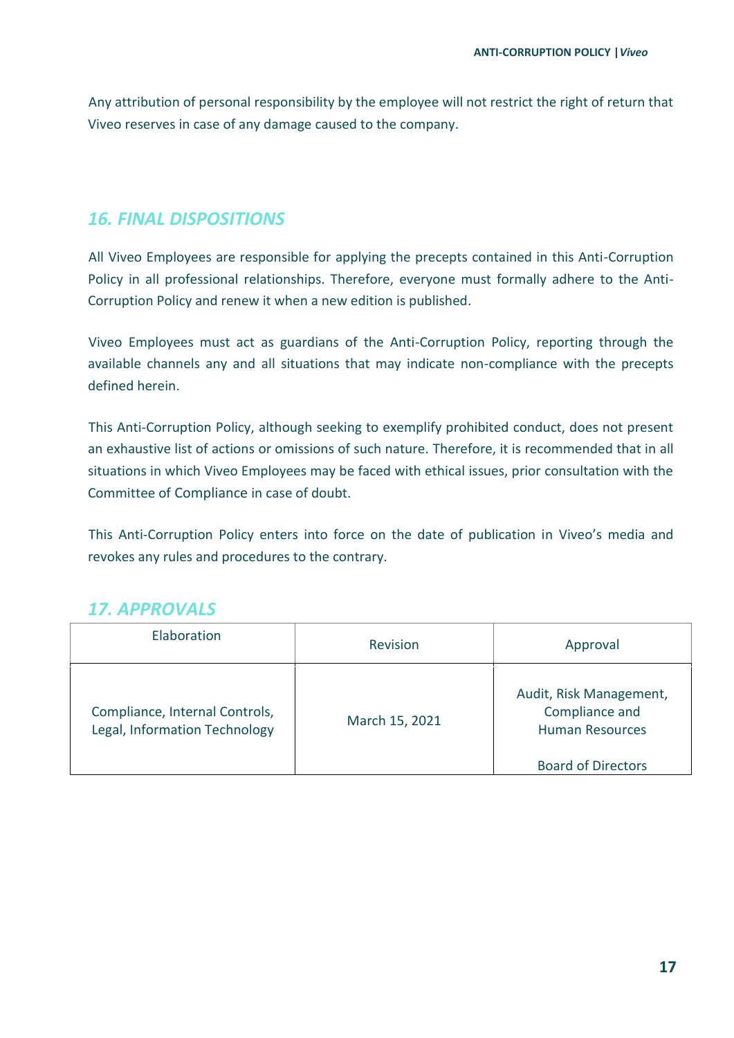Any attribution of personal responsibility by the employee will not restrict the right of return that Viveo reserves in case of any damage caused to the company.

## *16. FINAL DISPOSITIONS*

All Viveo Employees are responsible for applying the precepts contained in this Anti-Corruption Policy in all professional relationships. Therefore, everyone must formally adhere to the Anti-Corruption Policy and renew it when a new edition is published.

Viveo Employees must act as guardians of the Anti-Corruption Policy, reporting through the available channels any and all situations that may indicate non-compliance with the precepts defined herein.

This Anti-Corruption Policy, although seeking to exemplify prohibited conduct, does not present an exhaustive list of actions or omissions of such nature. Therefore, it is recommended that in all situations in which Viveo Employees may be faced with ethical issues, prior consultation with the Committee of Compliance in case of doubt.

This Anti-Corruption Policy enters into force on the date of publication in Viveo's media and revokes any rules and procedures to the contrary.

## *17. APPROVALS*

| Elaboration | Revision | Approval |
|---|---|---|
| Compliance, Internal Controls, Legal, Information Technology | March 15, 2021 | Audit, Risk Management, Compliance and Human Resources<br><br>Board of Directors |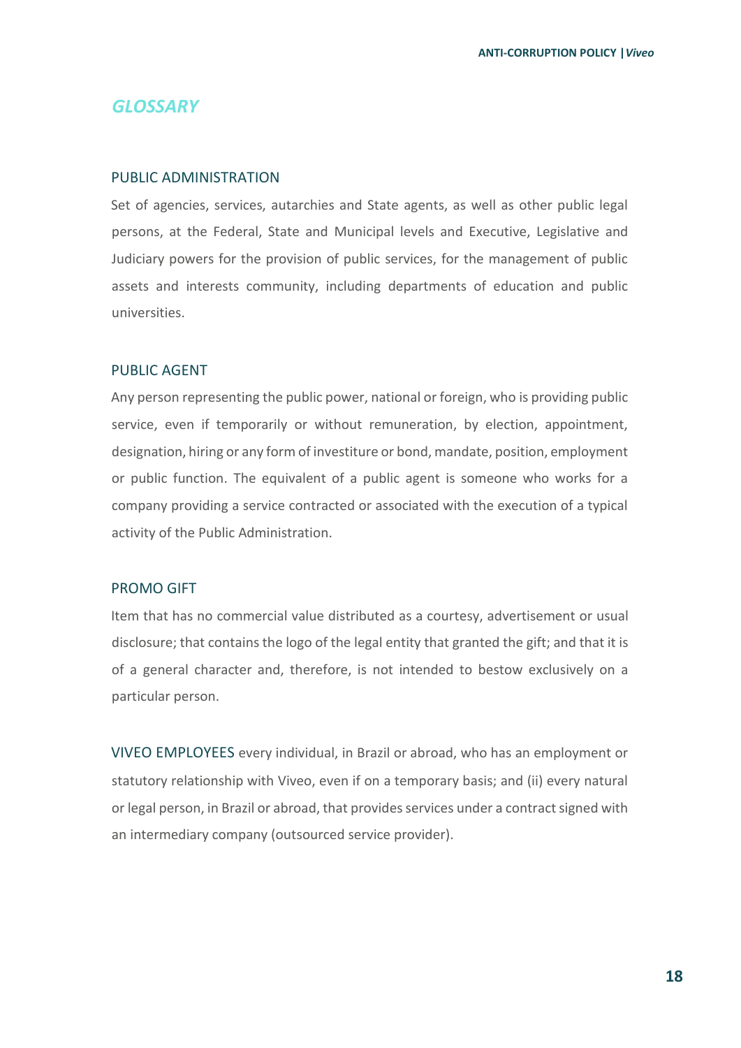## *GLOSSARY*

### PUBLIC ADMINISTRATION

Set of agencies, services, autarchies and State agents, as well as other public legal persons, at the Federal, State and Municipal levels and Executive, Legislative and Judiciary powers for the provision of public services, for the management of public assets and interests community, including departments of education and public universities.

### PUBLIC AGENT

Any person representing the public power, national or foreign, who is providing public service, even if temporarily or without remuneration, by election, appointment, designation, hiring or any form of investiture or bond, mandate, position, employment or public function. The equivalent of a public agent is someone who works for a company providing a service contracted or associated with the execution of a typical activity of the Public Administration.

### PROMO GIFT

Item that has no commercial value distributed as a courtesy, advertisement or usual disclosure; that contains the logo of the legal entity that granted the gift; and that it is of a general character and, therefore, is not intended to bestow exclusively on a particular person.

VIVEO EMPLOYEES every individual, in Brazil or abroad, who has an employment or statutory relationship with Viveo, even if on a temporary basis; and (ii) every natural or legal person, in Brazil or abroad, that provides services under a contract signed with an intermediary company (outsourced service provider).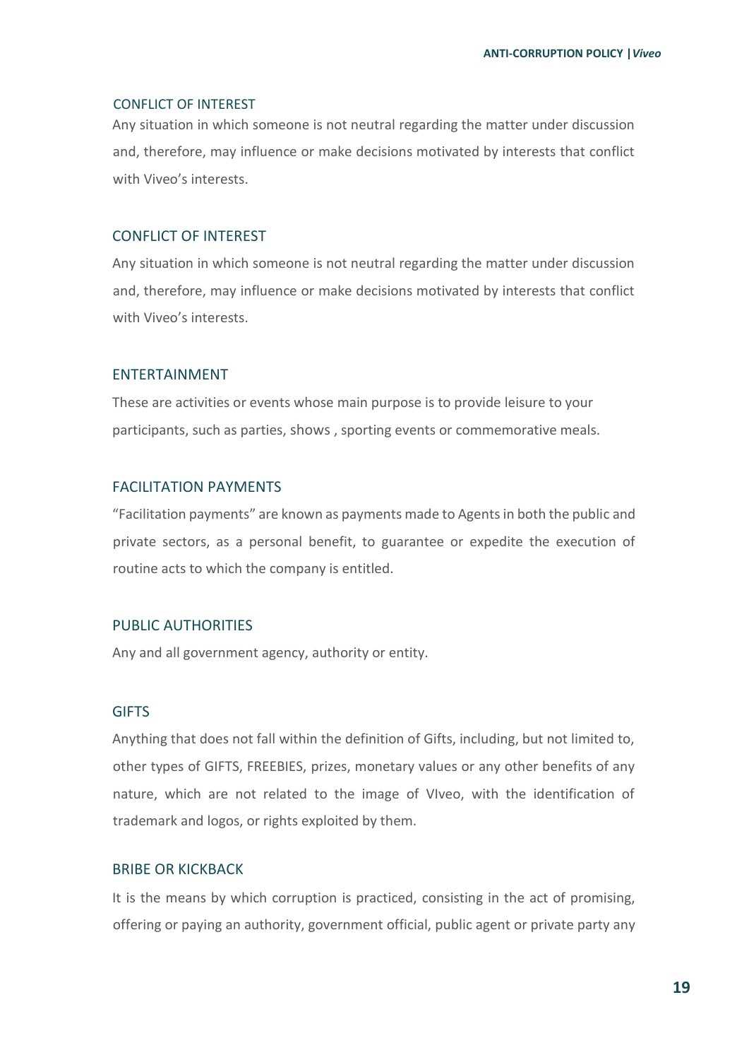## CONFLICT OF INTEREST

Any situation in which someone is not neutral regarding the matter under discussion and, therefore, may influence or make decisions motivated by interests that conflict with Viveo's interests.

## CONFLICT OF INTEREST

Any situation in which someone is not neutral regarding the matter under discussion and, therefore, may influence or make decisions motivated by interests that conflict with Viveo's interests.

## ENTERTAINMENT

These are activities or events whose main purpose is to provide leisure to your participants, such as parties, shows , sporting events or commemorative meals.

## FACILITATION PAYMENTS

"Facilitation payments" are known as payments made to Agents in both the public and private sectors, as a personal benefit, to guarantee or expedite the execution of routine acts to which the company is entitled.

## PUBLIC AUTHORITIES

Any and all government agency, authority or entity.

## GIFTS

Anything that does not fall within the definition of Gifts, including, but not limited to, other types of GIFTS, FREEBIES, prizes, monetary values or any other benefits of any nature, which are not related to the image of VIveo, with the identification of trademark and logos, or rights exploited by them.

## BRIBE OR KICKBACK

It is the means by which corruption is practiced, consisting in the act of promising, offering or paying an authority, government official, public agent or private party any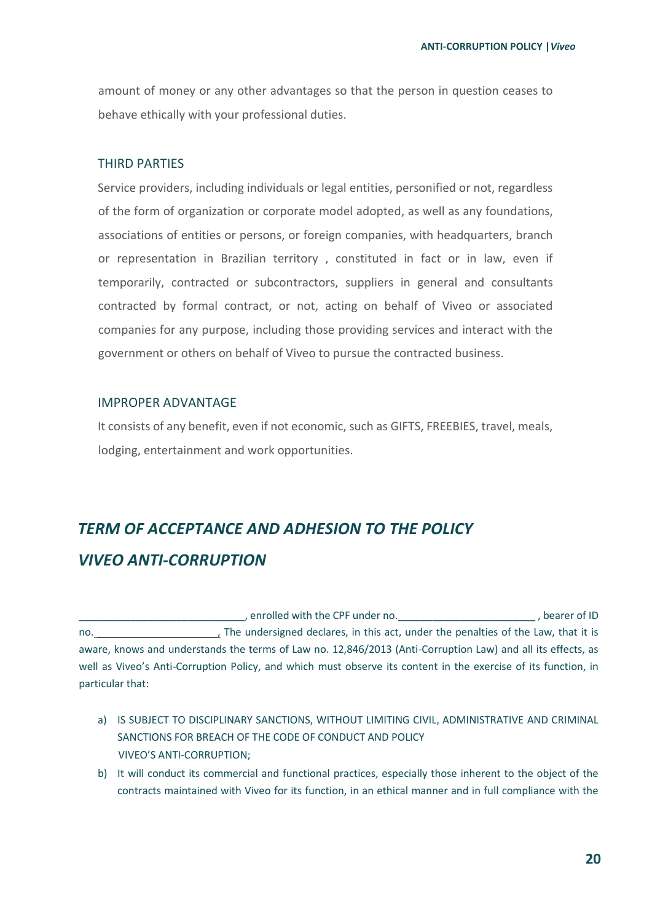amount of money or any other advantages so that the person in question ceases to behave ethically with your professional duties.

### THIRD PARTIES

Service providers, including individuals or legal entities, personified or not, regardless of the form of organization or corporate model adopted, as well as any foundations, associations of entities or persons, or foreign companies, with headquarters, branch or representation in Brazilian territory , constituted in fact or in law, even if temporarily, contracted or subcontractors, suppliers in general and consultants contracted by formal contract, or not, acting on behalf of Viveo or associated companies for any purpose, including those providing services and interact with the government or others on behalf of Viveo to pursue the contracted business.

### IMPROPER ADVANTAGE

It consists of any benefit, even if not economic, such as GIFTS, FREEBIES, travel, meals, lodging, entertainment and work opportunities.

## *TERM OF ACCEPTANCE AND ADHESION TO THE POLICY VIVEO ANTI-CORRUPTION*

_____________________________, enrolled with the CPF under no.________________________ , bearer of ID no. _____________________, The undersigned declares, in this act, under the penalties of the Law, that it is aware, knows and understands the terms of Law no. 12,846/2013 (Anti-Corruption Law) and all its effects, as well as Viveo's Anti-Corruption Policy, and which must observe its content in the exercise of its function, in particular that:

a) IS SUBJECT TO DISCIPLINARY SANCTIONS, WITHOUT LIMITING CIVIL, ADMINISTRATIVE AND CRIMINAL SANCTIONS FOR BREACH OF THE CODE OF CONDUCT AND POLICY VIVEO'S ANTI-CORRUPTION;
b) It will conduct its commercial and functional practices, especially those inherent to the object of the contracts maintained with Viveo for its function, in an ethical manner and in full compliance with the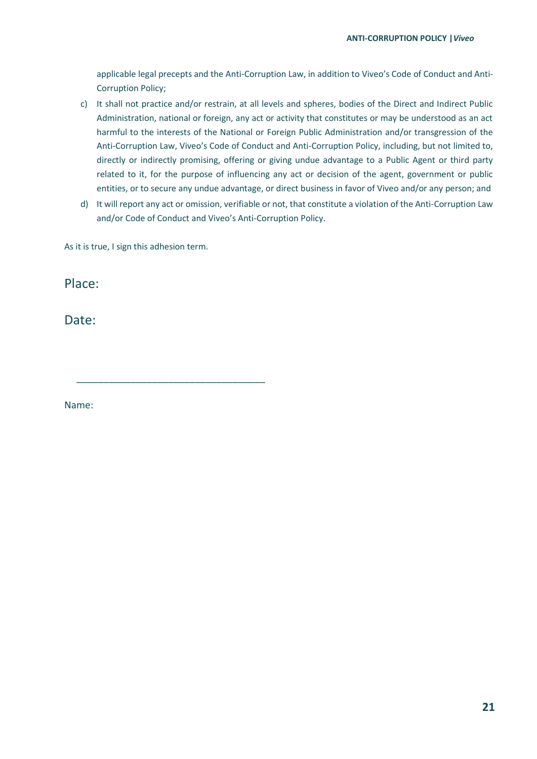applicable legal precepts and the Anti-Corruption Law, in addition to Viveo's Code of Conduct and Anti-Corruption Policy;

c) It shall not practice and/or restrain, at all levels and spheres, bodies of the Direct and Indirect Public Administration, national or foreign, any act or activity that constitutes or may be understood as an act harmful to the interests of the National or Foreign Public Administration and/or transgression of the Anti-Corruption Law, Viveo's Code of Conduct and Anti-Corruption Policy, including, but not limited to, directly or indirectly promising, offering or giving undue advantage to a Public Agent or third party related to it, for the purpose of influencing any act or decision of the agent, government or public entities, or to secure any undue advantage, or direct business in favor of Viveo and/or any person; and

d) It will report any act or omission, verifiable or not, that constitute a violation of the Anti-Corruption Law and/or Code of Conduct and Viveo's Anti-Corruption Policy.

As it is true, I sign this adhesion term.

Place:

Date:

___________________________________

Name: